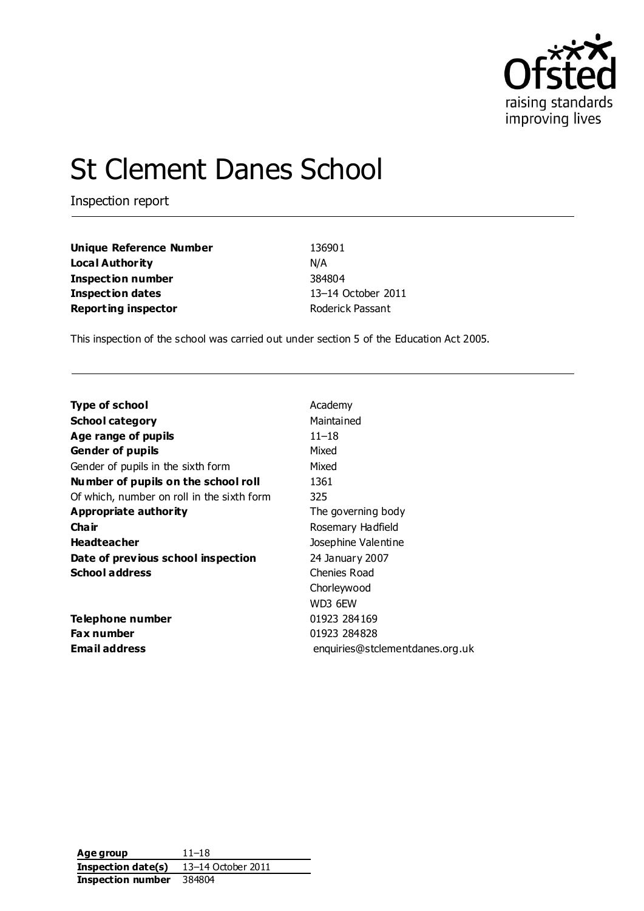# St Clement Danes School

Inspection report

| | |
|---|---|
| **Unique Reference Number** | 136901 |
| **Local Authority** | N/A |
| **Inspection number** | 384804 |
| **Inspection dates** | 13–14 October 2011 |
| **Reporting inspector** | Roderick Passant |

This inspection of the school was carried out under section 5 of the Education Act 2005.

| | |
|---|---|
| **Type of school** | Academy |
| **School category** | Maintained |
| **Age range of pupils** | 11–18 |
| **Gender of pupils** | Mixed |
| Gender of pupils in the sixth form | Mixed |
| **Number of pupils on the school roll** | 1361 |
| Of which, number on roll in the sixth form | 325 |
| **Appropriate authority** | The governing body |
| **Chair** | Rosemary Hadfield |
| **Headteacher** | Josephine Valentine |
| **Date of previous school inspection** | 24 January 2007 |
| **School address** | Chenies Road<br>Chorleywood<br>WD3 6EW |
| **Telephone number** | 01923 284169 |
| **Fax number** | 01923 284828 |
| **Email address** | enquiries@stclementdanes.org.uk |

| | |
|---|---|
| **Age group** | 11–18 |
| **Inspection date(s)** | 13–14 October 2011 |
| **Inspection number** | 384804 |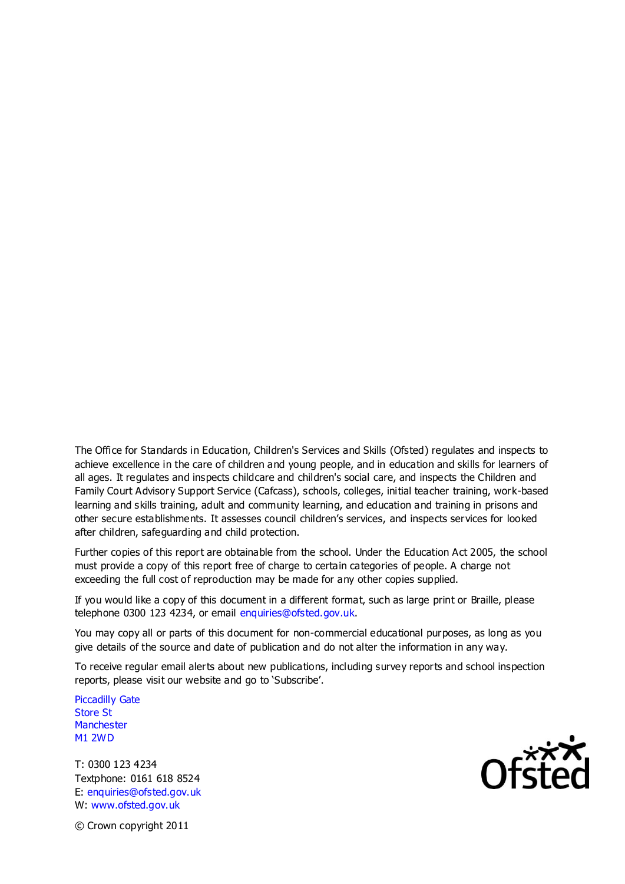The Office for Standards in Education, Children's Services and Skills (Ofsted) regulates and inspects to achieve excellence in the care of children and young people, and in education and skills for learners of all ages. It regulates and inspects childcare and children's social care, and inspects the Children and Family Court Advisory Support Service (Cafcass), schools, colleges, initial teacher training, work-based learning and skills training, adult and community learning, and education and training in prisons and other secure establishments. It assesses council children's services, and inspects services for looked after children, safeguarding and child protection.

Further copies of this report are obtainable from the school. Under the Education Act 2005, the school must provide a copy of this report free of charge to certain categories of people. A charge not exceeding the full cost of reproduction may be made for any other copies supplied.

If you would like a copy of this document in a different format, such as large print or Braille, please telephone 0300 123 4234, or email enquiries@ofsted.gov.uk.

You may copy all or parts of this document for non-commercial educational purposes, as long as you give details of the source and date of publication and do not alter the information in any way.

To receive regular email alerts about new publications, including survey reports and school inspection reports, please visit our website and go to 'Subscribe'.

Piccadilly Gate
Store St
Manchester
M1 2WD

T: 0300 123 4234
Textphone: 0161 618 8524
E: enquiries@ofsted.gov.uk
W: www.ofsted.gov.uk

© Crown copyright 2011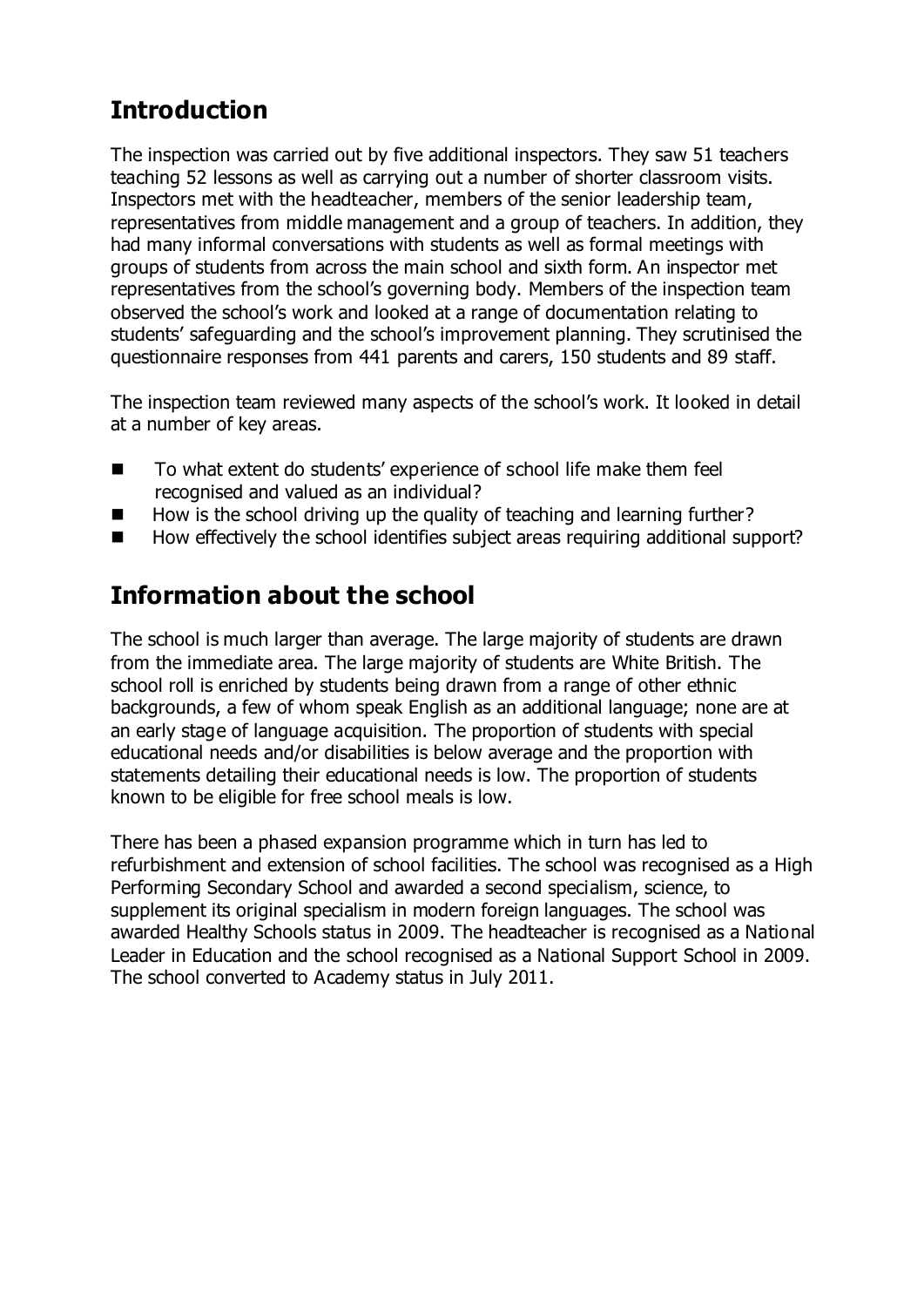## Introduction

The inspection was carried out by five additional inspectors. They saw 51 teachers teaching 52 lessons as well as carrying out a number of shorter classroom visits. Inspectors met with the headteacher, members of the senior leadership team, representatives from middle management and a group of teachers. In addition, they had many informal conversations with students as well as formal meetings with groups of students from across the main school and sixth form. An inspector met representatives from the school's governing body. Members of the inspection team observed the school's work and looked at a range of documentation relating to students' safeguarding and the school's improvement planning. They scrutinised the questionnaire responses from 441 parents and carers, 150 students and 89 staff.

The inspection team reviewed many aspects of the school's work. It looked in detail at a number of key areas.

- To what extent do students' experience of school life make them feel recognised and valued as an individual?
- How is the school driving up the quality of teaching and learning further?
- How effectively the school identifies subject areas requiring additional support?

## Information about the school

The school is much larger than average. The large majority of students are drawn from the immediate area. The large majority of students are White British. The school roll is enriched by students being drawn from a range of other ethnic backgrounds, a few of whom speak English as an additional language; none are at an early stage of language acquisition. The proportion of students with special educational needs and/or disabilities is below average and the proportion with statements detailing their educational needs is low. The proportion of students known to be eligible for free school meals is low.

There has been a phased expansion programme which in turn has led to refurbishment and extension of school facilities. The school was recognised as a High Performing Secondary School and awarded a second specialism, science, to supplement its original specialism in modern foreign languages. The school was awarded Healthy Schools status in 2009. The headteacher is recognised as a National Leader in Education and the school recognised as a National Support School in 2009. The school converted to Academy status in July 2011.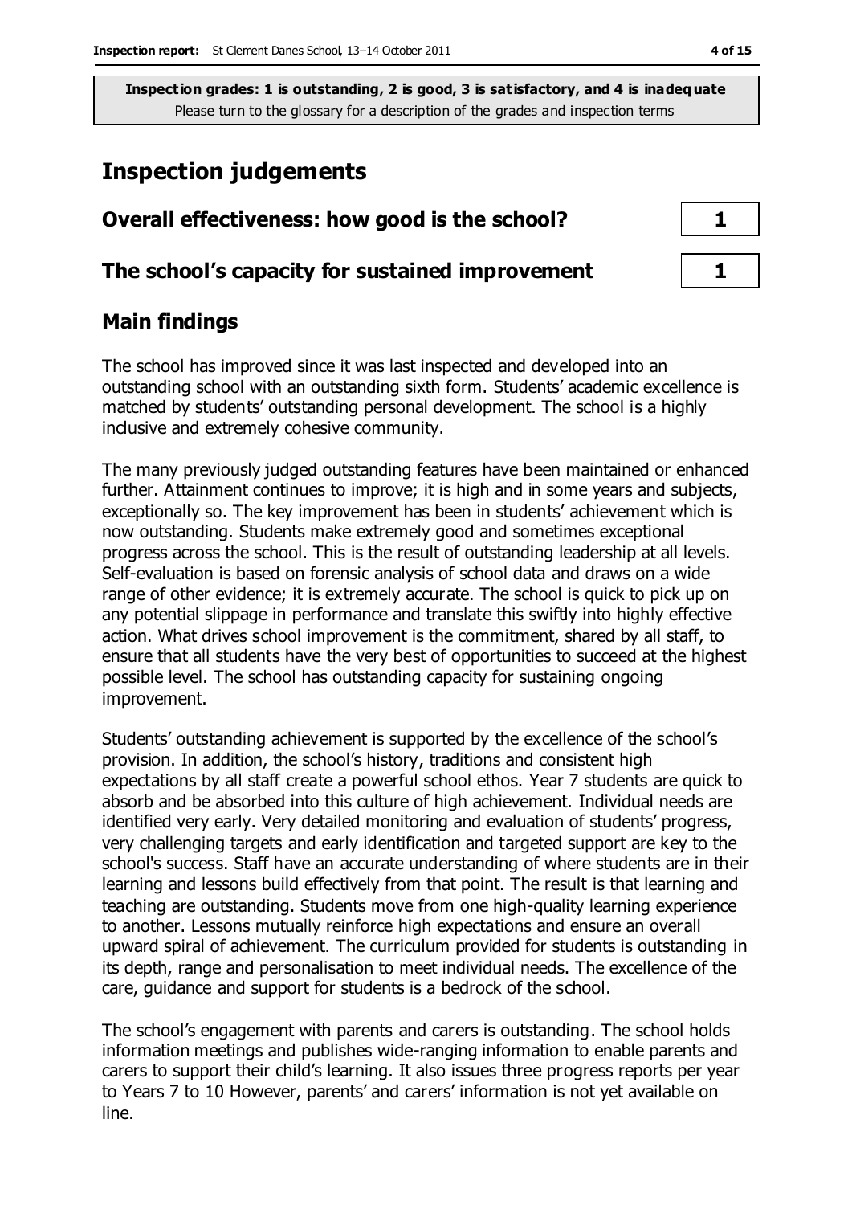**Inspection grades: 1 is outstanding, 2 is good, 3 is satisfactory, and 4 is inadequate**
Please turn to the glossary for a description of the grades and inspection terms

# Inspection judgements

| | |
|---|---|
| **Overall effectiveness: how good is the school?** | **1** |
| **The school's capacity for sustained improvement** | **1** |

## Main findings

The school has improved since it was last inspected and developed into an outstanding school with an outstanding sixth form. Students' academic excellence is matched by students' outstanding personal development. The school is a highly inclusive and extremely cohesive community.

The many previously judged outstanding features have been maintained or enhanced further. Attainment continues to improve; it is high and in some years and subjects, exceptionally so. The key improvement has been in students' achievement which is now outstanding. Students make extremely good and sometimes exceptional progress across the school. This is the result of outstanding leadership at all levels. Self-evaluation is based on forensic analysis of school data and draws on a wide range of other evidence; it is extremely accurate. The school is quick to pick up on any potential slippage in performance and translate this swiftly into highly effective action. What drives school improvement is the commitment, shared by all staff, to ensure that all students have the very best of opportunities to succeed at the highest possible level. The school has outstanding capacity for sustaining ongoing improvement.

Students' outstanding achievement is supported by the excellence of the school's provision. In addition, the school's history, traditions and consistent high expectations by all staff create a powerful school ethos. Year 7 students are quick to absorb and be absorbed into this culture of high achievement. Individual needs are identified very early. Very detailed monitoring and evaluation of students' progress, very challenging targets and early identification and targeted support are key to the school's success. Staff have an accurate understanding of where students are in their learning and lessons build effectively from that point. The result is that learning and teaching are outstanding. Students move from one high-quality learning experience to another. Lessons mutually reinforce high expectations and ensure an overall upward spiral of achievement. The curriculum provided for students is outstanding in its depth, range and personalisation to meet individual needs. The excellence of the care, guidance and support for students is a bedrock of the school.

The school's engagement with parents and carers is outstanding. The school holds information meetings and publishes wide-ranging information to enable parents and carers to support their child's learning. It also issues three progress reports per year to Years 7 to 10 However, parents' and carers' information is not yet available on line.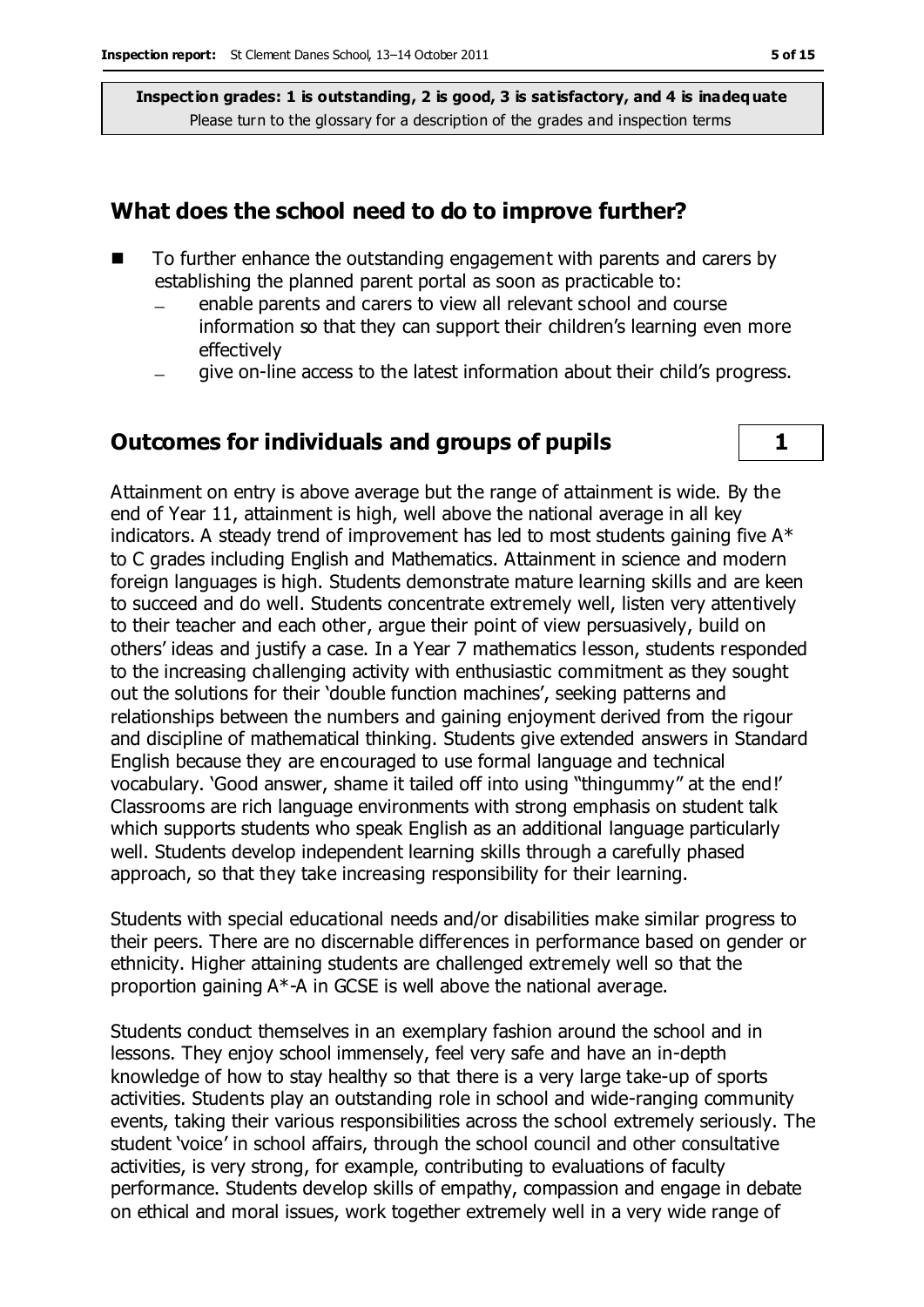**Inspection grades: 1 is outstanding, 2 is good, 3 is satisfactory, and 4 is inadequate**
Please turn to the glossary for a description of the grades and inspection terms

## What does the school need to do to improve further?

- To further enhance the outstanding engagement with parents and carers by establishing the planned parent portal as soon as practicable to:
  - enable parents and carers to view all relevant school and course information so that they can support their children's learning even more effectively
  - give on-line access to the latest information about their child's progress.

## Outcomes for individuals and groups of pupils — 1

Attainment on entry is above average but the range of attainment is wide. By the end of Year 11, attainment is high, well above the national average in all key indicators. A steady trend of improvement has led to most students gaining five A* to C grades including English and Mathematics. Attainment in science and modern foreign languages is high. Students demonstrate mature learning skills and are keen to succeed and do well. Students concentrate extremely well, listen very attentively to their teacher and each other, argue their point of view persuasively, build on others' ideas and justify a case. In a Year 7 mathematics lesson, students responded to the increasing challenging activity with enthusiastic commitment as they sought out the solutions for their 'double function machines', seeking patterns and relationships between the numbers and gaining enjoyment derived from the rigour and discipline of mathematical thinking. Students give extended answers in Standard English because they are encouraged to use formal language and technical vocabulary. 'Good answer, shame it tailed off into using "thingummy" at the end!' Classrooms are rich language environments with strong emphasis on student talk which supports students who speak English as an additional language particularly well. Students develop independent learning skills through a carefully phased approach, so that they take increasing responsibility for their learning.

Students with special educational needs and/or disabilities make similar progress to their peers. There are no discernable differences in performance based on gender or ethnicity. Higher attaining students are challenged extremely well so that the proportion gaining A*-A in GCSE is well above the national average.

Students conduct themselves in an exemplary fashion around the school and in lessons. They enjoy school immensely, feel very safe and have an in-depth knowledge of how to stay healthy so that there is a very large take-up of sports activities. Students play an outstanding role in school and wide-ranging community events, taking their various responsibilities across the school extremely seriously. The student 'voice' in school affairs, through the school council and other consultative activities, is very strong, for example, contributing to evaluations of faculty performance. Students develop skills of empathy, compassion and engage in debate on ethical and moral issues, work together extremely well in a very wide range of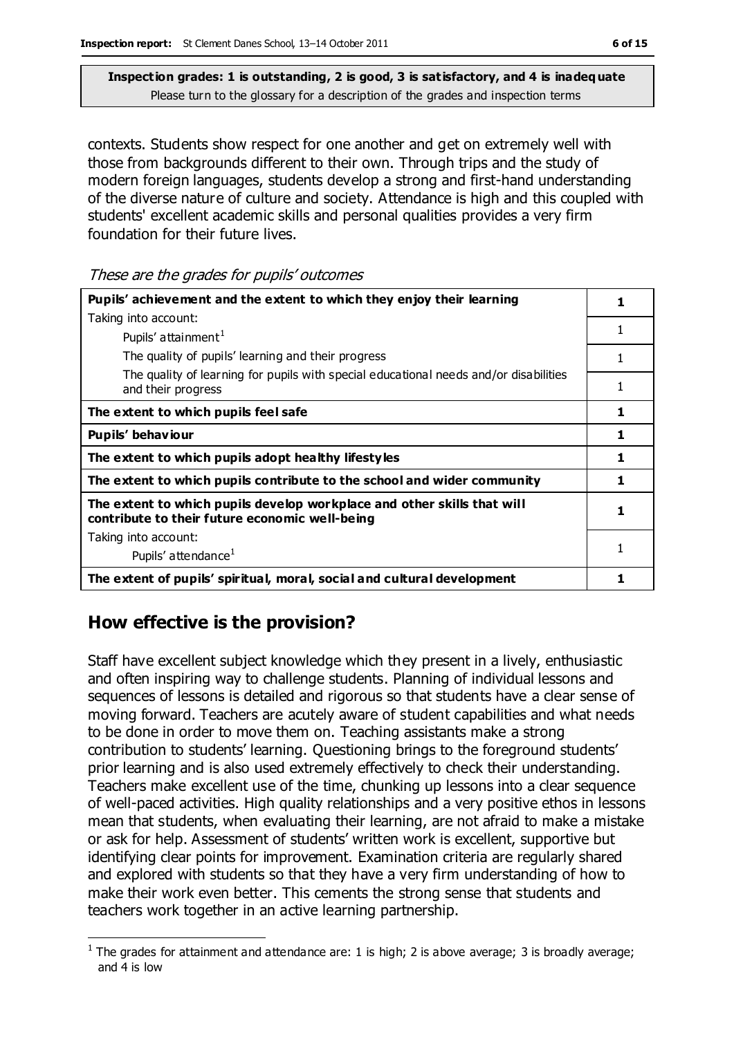**Inspection grades: 1 is outstanding, 2 is good, 3 is satisfactory, and 4 is inadequate**
Please turn to the glossary for a description of the grades and inspection terms

contexts. Students show respect for one another and get on extremely well with those from backgrounds different to their own. Through trips and the study of modern foreign languages, students develop a strong and first-hand understanding of the diverse nature of culture and society. Attendance is high and this coupled with students' excellent academic skills and personal qualities provides a very firm foundation for their future lives.

*These are the grades for pupils' outcomes*

| | |
|---|---|
| **Pupils' achievement and the extent to which they enjoy their learning** | **1** |
| Taking into account: Pupils' attainment[1] | 1 |
| The quality of pupils' learning and their progress | 1 |
| The quality of learning for pupils with special educational needs and/or disabilities and their progress | 1 |
| **The extent to which pupils feel safe** | **1** |
| **Pupils' behaviour** | **1** |
| **The extent to which pupils adopt healthy lifestyles** | **1** |
| **The extent to which pupils contribute to the school and wider community** | **1** |
| **The extent to which pupils develop workplace and other skills that will contribute to their future economic well-being** | **1** |
| Taking into account: Pupils' attendance[1] | 1 |
| **The extent of pupils' spiritual, moral, social and cultural development** | **1** |

## How effective is the provision?

Staff have excellent subject knowledge which they present in a lively, enthusiastic and often inspiring way to challenge students. Planning of individual lessons and sequences of lessons is detailed and rigorous so that students have a clear sense of moving forward. Teachers are acutely aware of student capabilities and what needs to be done in order to move them on. Teaching assistants make a strong contribution to students' learning. Questioning brings to the foreground students' prior learning and is also used extremely effectively to check their understanding. Teachers make excellent use of the time, chunking up lessons into a clear sequence of well-paced activities. High quality relationships and a very positive ethos in lessons mean that students, when evaluating their learning, are not afraid to make a mistake or ask for help. Assessment of students' written work is excellent, supportive but identifying clear points for improvement. Examination criteria are regularly shared and explored with students so that they have a very firm understanding of how to make their work even better. This cements the strong sense that students and teachers work together in an active learning partnership.

[1] The grades for attainment and attendance are: 1 is high; 2 is above average; 3 is broadly average; and 4 is low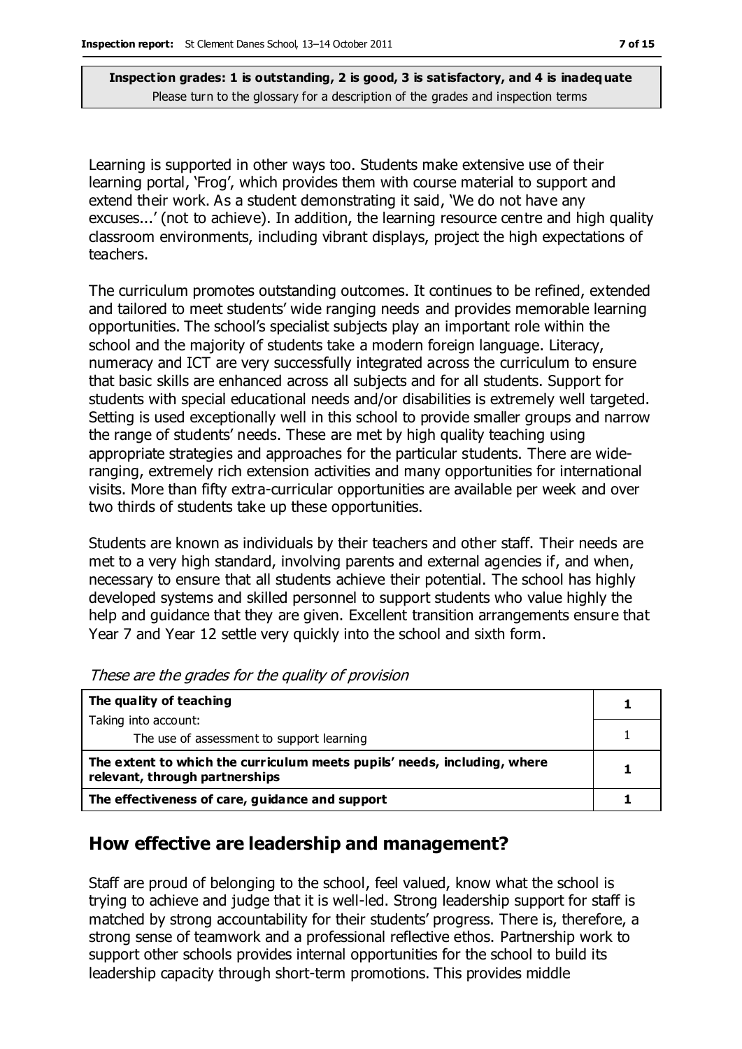**Inspection grades: 1 is outstanding, 2 is good, 3 is satisfactory, and 4 is inadequate**
Please turn to the glossary for a description of the grades and inspection terms

Learning is supported in other ways too. Students make extensive use of their learning portal, 'Frog', which provides them with course material to support and extend their work. As a student demonstrating it said, 'We do not have any excuses...' (not to achieve). In addition, the learning resource centre and high quality classroom environments, including vibrant displays, project the high expectations of teachers.

The curriculum promotes outstanding outcomes. It continues to be refined, extended and tailored to meet students' wide ranging needs and provides memorable learning opportunities. The school's specialist subjects play an important role within the school and the majority of students take a modern foreign language. Literacy, numeracy and ICT are very successfully integrated across the curriculum to ensure that basic skills are enhanced across all subjects and for all students. Support for students with special educational needs and/or disabilities is extremely well targeted. Setting is used exceptionally well in this school to provide smaller groups and narrow the range of students' needs. These are met by high quality teaching using appropriate strategies and approaches for the particular students. There are wide-ranging, extremely rich extension activities and many opportunities for international visits. More than fifty extra-curricular opportunities are available per week and over two thirds of students take up these opportunities.

Students are known as individuals by their teachers and other staff. Their needs are met to a very high standard, involving parents and external agencies if, and when, necessary to ensure that all students achieve their potential. The school has highly developed systems and skilled personnel to support students who value highly the help and guidance that they are given. Excellent transition arrangements ensure that Year 7 and Year 12 settle very quickly into the school and sixth form.

*These are the grades for the quality of provision*

| | |
|---|---|
| **The quality of teaching** | **1** |
| Taking into account: The use of assessment to support learning | 1 |
| **The extent to which the curriculum meets pupils' needs, including, where relevant, through partnerships** | **1** |
| **The effectiveness of care, guidance and support** | **1** |

## How effective are leadership and management?

Staff are proud of belonging to the school, feel valued, know what the school is trying to achieve and judge that it is well-led. Strong leadership support for staff is matched by strong accountability for their students' progress. There is, therefore, a strong sense of teamwork and a professional reflective ethos. Partnership work to support other schools provides internal opportunities for the school to build its leadership capacity through short-term promotions. This provides middle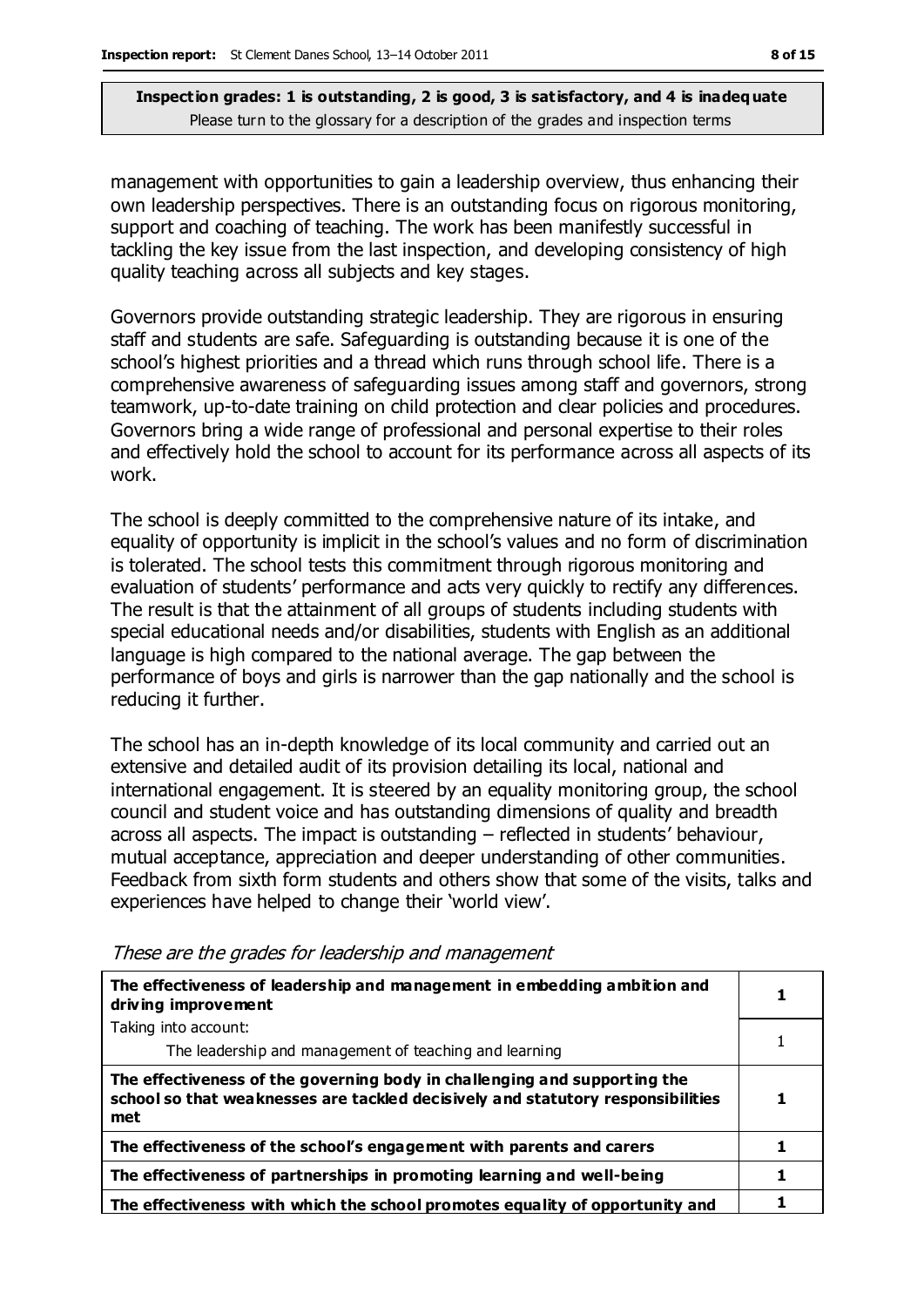**Inspection grades: 1 is outstanding, 2 is good, 3 is satisfactory, and 4 is inadequate**
Please turn to the glossary for a description of the grades and inspection terms

management with opportunities to gain a leadership overview, thus enhancing their own leadership perspectives. There is an outstanding focus on rigorous monitoring, support and coaching of teaching. The work has been manifestly successful in tackling the key issue from the last inspection, and developing consistency of high quality teaching across all subjects and key stages.

Governors provide outstanding strategic leadership. They are rigorous in ensuring staff and students are safe. Safeguarding is outstanding because it is one of the school's highest priorities and a thread which runs through school life. There is a comprehensive awareness of safeguarding issues among staff and governors, strong teamwork, up-to-date training on child protection and clear policies and procedures. Governors bring a wide range of professional and personal expertise to their roles and effectively hold the school to account for its performance across all aspects of its work.

The school is deeply committed to the comprehensive nature of its intake, and equality of opportunity is implicit in the school's values and no form of discrimination is tolerated. The school tests this commitment through rigorous monitoring and evaluation of students' performance and acts very quickly to rectify any differences. The result is that the attainment of all groups of students including students with special educational needs and/or disabilities, students with English as an additional language is high compared to the national average. The gap between the performance of boys and girls is narrower than the gap nationally and the school is reducing it further.

The school has an in-depth knowledge of its local community and carried out an extensive and detailed audit of its provision detailing its local, national and international engagement. It is steered by an equality monitoring group, the school council and student voice and has outstanding dimensions of quality and breadth across all aspects. The impact is outstanding – reflected in students' behaviour, mutual acceptance, appreciation and deeper understanding of other communities. Feedback from sixth form students and others show that some of the visits, talks and experiences have helped to change their 'world view'.

*These are the grades for leadership and management*

| | |
|---|---|
| **The effectiveness of leadership and management in embedding ambition and driving improvement** | **1** |
| Taking into account:<br>The leadership and management of teaching and learning | 1 |
| **The effectiveness of the governing body in challenging and supporting the school so that weaknesses are tackled decisively and statutory responsibilities met** | **1** |
| **The effectiveness of the school's engagement with parents and carers** | **1** |
| **The effectiveness of partnerships in promoting learning and well-being** | **1** |
| **The effectiveness with which the school promotes equality of opportunity and** | **1** |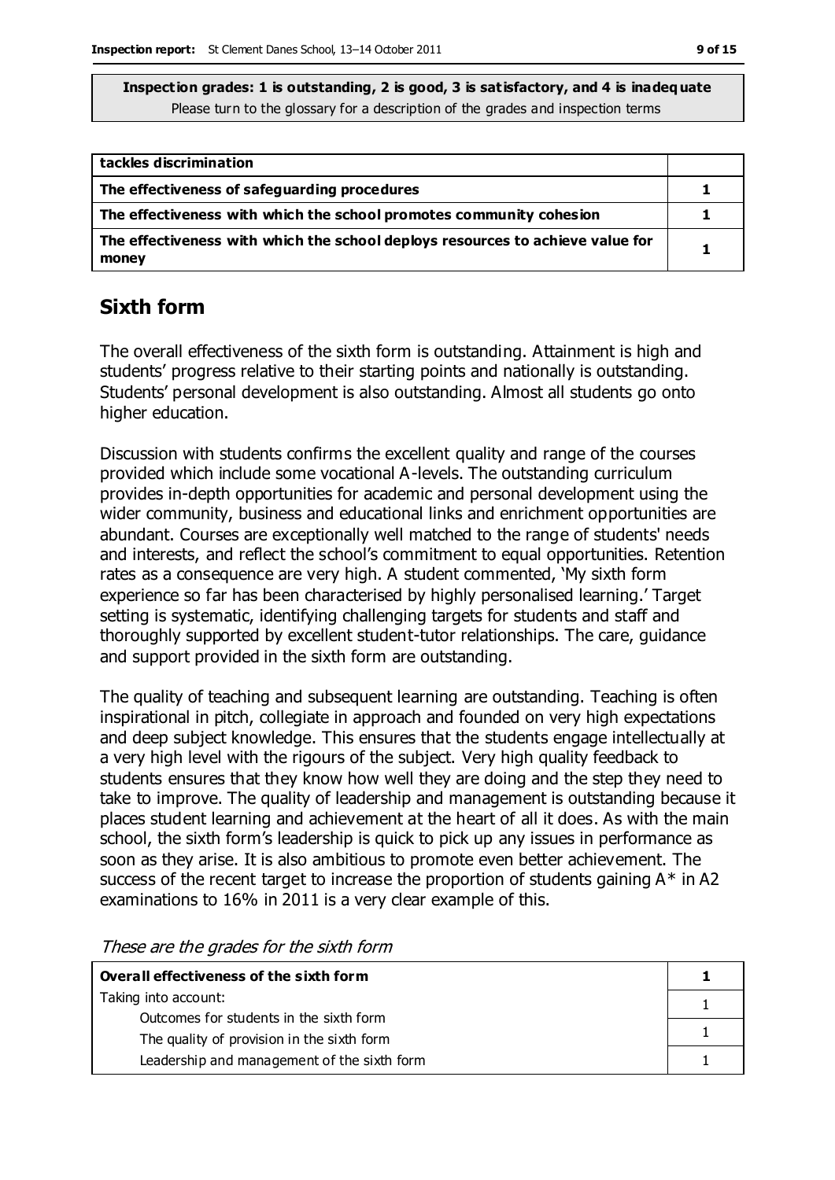**Inspection grades: 1 is outstanding, 2 is good, 3 is satisfactory, and 4 is inadequate**
Please turn to the glossary for a description of the grades and inspection terms

| | |
|---|---|
| **tackles discrimination** | |
| **The effectiveness of safeguarding procedures** | 1 |
| **The effectiveness with which the school promotes community cohesion** | 1 |
| **The effectiveness with which the school deploys resources to achieve value for money** | 1 |

## Sixth form

The overall effectiveness of the sixth form is outstanding. Attainment is high and students' progress relative to their starting points and nationally is outstanding. Students' personal development is also outstanding. Almost all students go onto higher education.

Discussion with students confirms the excellent quality and range of the courses provided which include some vocational A-levels. The outstanding curriculum provides in-depth opportunities for academic and personal development using the wider community, business and educational links and enrichment opportunities are abundant. Courses are exceptionally well matched to the range of students' needs and interests, and reflect the school's commitment to equal opportunities. Retention rates as a consequence are very high. A student commented, 'My sixth form experience so far has been characterised by highly personalised learning.' Target setting is systematic, identifying challenging targets for students and staff and thoroughly supported by excellent student-tutor relationships. The care, guidance and support provided in the sixth form are outstanding.

The quality of teaching and subsequent learning are outstanding. Teaching is often inspirational in pitch, collegiate in approach and founded on very high expectations and deep subject knowledge. This ensures that the students engage intellectually at a very high level with the rigours of the subject. Very high quality feedback to students ensures that they know how well they are doing and the step they need to take to improve. The quality of leadership and management is outstanding because it places student learning and achievement at the heart of all it does. As with the main school, the sixth form's leadership is quick to pick up any issues in performance as soon as they arise. It is also ambitious to promote even better achievement. The success of the recent target to increase the proportion of students gaining A* in A2 examinations to 16% in 2011 is a very clear example of this.

*These are the grades for the sixth form*

| | |
|---|---|
| **Overall effectiveness of the sixth form** | **1** |
| Taking into account: Outcomes for students in the sixth form | 1 |
| The quality of provision in the sixth form | 1 |
| Leadership and management of the sixth form | 1 |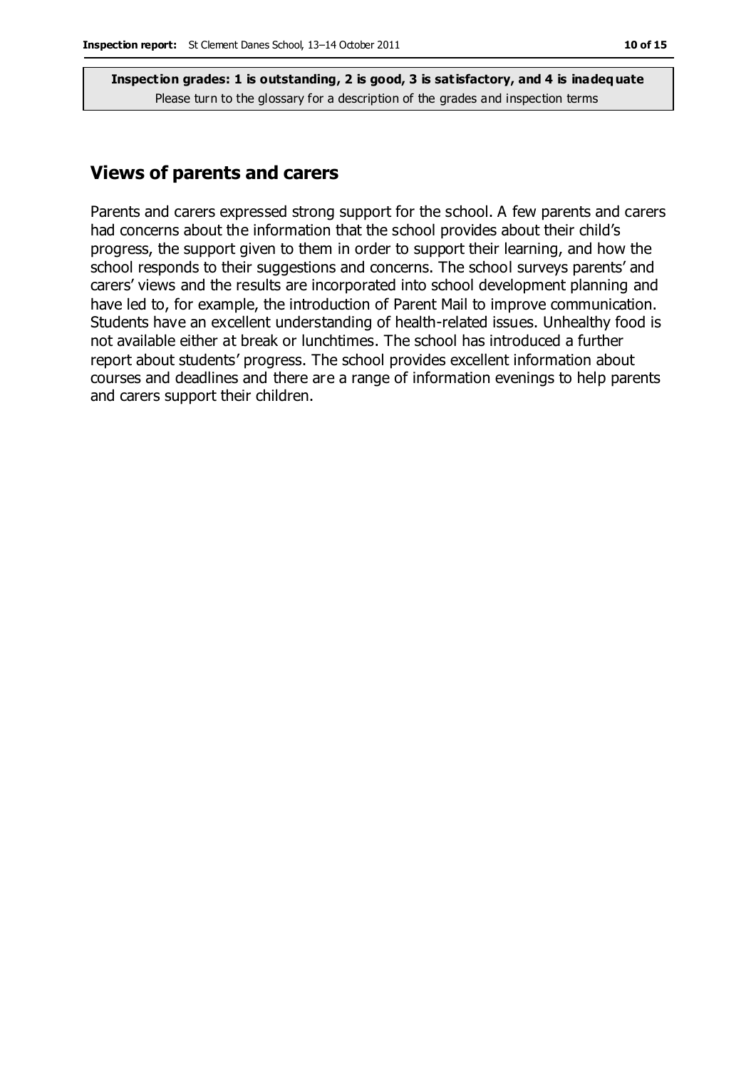## Views of parents and carers

Parents and carers expressed strong support for the school. A few parents and carers had concerns about the information that the school provides about their child's progress, the support given to them in order to support their learning, and how the school responds to their suggestions and concerns. The school surveys parents' and carers' views and the results are incorporated into school development planning and have led to, for example, the introduction of Parent Mail to improve communication. Students have an excellent understanding of health-related issues. Unhealthy food is not available either at break or lunchtimes. The school has introduced a further report about students' progress. The school provides excellent information about courses and deadlines and there are a range of information evenings to help parents and carers support their children.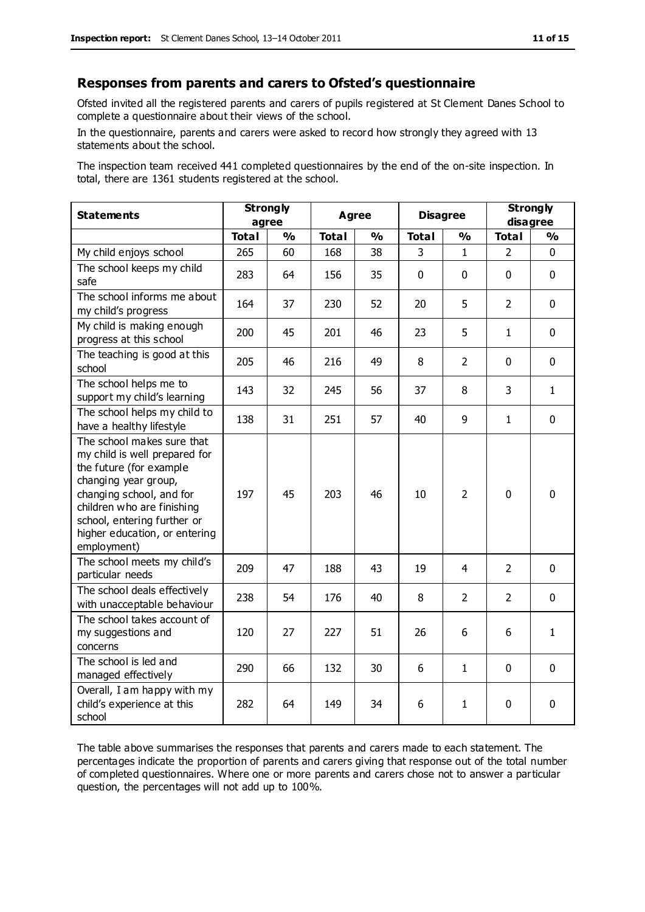## Responses from parents and carers to Ofsted's questionnaire

Ofsted invited all the registered parents and carers of pupils registered at St Clement Danes School to complete a questionnaire about their views of the school.

In the questionnaire, parents and carers were asked to record how strongly they agreed with 13 statements about the school.

The inspection team received 441 completed questionnaires by the end of the on-site inspection. In total, there are 1361 students registered at the school.

| Statements | Strongly agree | | Agree | | Disagree | | Strongly disagree | |
|---|---|---|---|---|---|---|---|---|
| | Total | % | Total | % | Total | % | Total | % |
| My child enjoys school | 265 | 60 | 168 | 38 | 3 | 1 | 2 | 0 |
| The school keeps my child safe | 283 | 64 | 156 | 35 | 0 | 0 | 0 | 0 |
| The school informs me about my child's progress | 164 | 37 | 230 | 52 | 20 | 5 | 2 | 0 |
| My child is making enough progress at this school | 200 | 45 | 201 | 46 | 23 | 5 | 1 | 0 |
| The teaching is good at this school | 205 | 46 | 216 | 49 | 8 | 2 | 0 | 0 |
| The school helps me to support my child's learning | 143 | 32 | 245 | 56 | 37 | 8 | 3 | 1 |
| The school helps my child to have a healthy lifestyle | 138 | 31 | 251 | 57 | 40 | 9 | 1 | 0 |
| The school makes sure that my child is well prepared for the future (for example changing year group, changing school, and for children who are finishing school, entering further or higher education, or entering employment) | 197 | 45 | 203 | 46 | 10 | 2 | 0 | 0 |
| The school meets my child's particular needs | 209 | 47 | 188 | 43 | 19 | 4 | 2 | 0 |
| The school deals effectively with unacceptable behaviour | 238 | 54 | 176 | 40 | 8 | 2 | 2 | 0 |
| The school takes account of my suggestions and concerns | 120 | 27 | 227 | 51 | 26 | 6 | 6 | 1 |
| The school is led and managed effectively | 290 | 66 | 132 | 30 | 6 | 1 | 0 | 0 |
| Overall, I am happy with my child's experience at this school | 282 | 64 | 149 | 34 | 6 | 1 | 0 | 0 |

The table above summarises the responses that parents and carers made to each statement. The percentages indicate the proportion of parents and carers giving that response out of the total number of completed questionnaires. Where one or more parents and carers chose not to answer a particular question, the percentages will not add up to 100%.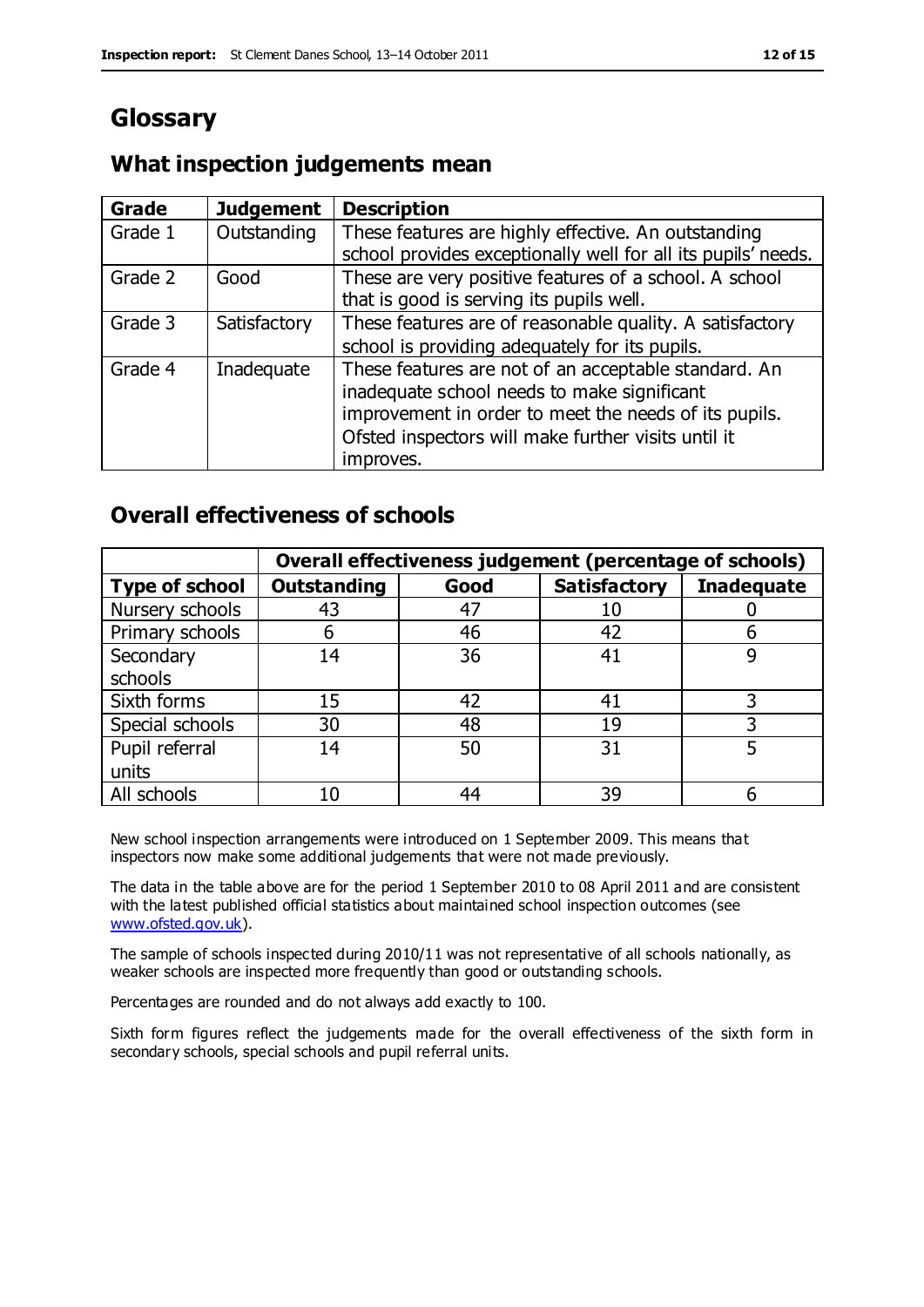# Glossary

## What inspection judgements mean

| Grade | Judgement | Description |
|---|---|---|
| Grade 1 | Outstanding | These features are highly effective. An outstanding school provides exceptionally well for all its pupils' needs. |
| Grade 2 | Good | These are very positive features of a school. A school that is good is serving its pupils well. |
| Grade 3 | Satisfactory | These features are of reasonable quality. A satisfactory school is providing adequately for its pupils. |
| Grade 4 | Inadequate | These features are not of an acceptable standard. An inadequate school needs to make significant improvement in order to meet the needs of its pupils. Ofsted inspectors will make further visits until it improves. |

## Overall effectiveness of schools

| | Overall effectiveness judgement (percentage of schools) | | | |
|---|---|---|---|---|
| **Type of school** | **Outstanding** | **Good** | **Satisfactory** | **Inadequate** |
| Nursery schools | 43 | 47 | 10 | 0 |
| Primary schools | 6 | 46 | 42 | 6 |
| Secondary schools | 14 | 36 | 41 | 9 |
| Sixth forms | 15 | 42 | 41 | 3 |
| Special schools | 30 | 48 | 19 | 3 |
| Pupil referral units | 14 | 50 | 31 | 5 |
| All schools | 10 | 44 | 39 | 6 |

New school inspection arrangements were introduced on 1 September 2009. This means that inspectors now make some additional judgements that were not made previously.

The data in the table above are for the period 1 September 2010 to 08 April 2011 and are consistent with the latest published official statistics about maintained school inspection outcomes (see www.ofsted.gov.uk).

The sample of schools inspected during 2010/11 was not representative of all schools nationally, as weaker schools are inspected more frequently than good or outstanding schools.

Percentages are rounded and do not always add exactly to 100.

Sixth form figures reflect the judgements made for the overall effectiveness of the sixth form in secondary schools, special schools and pupil referral units.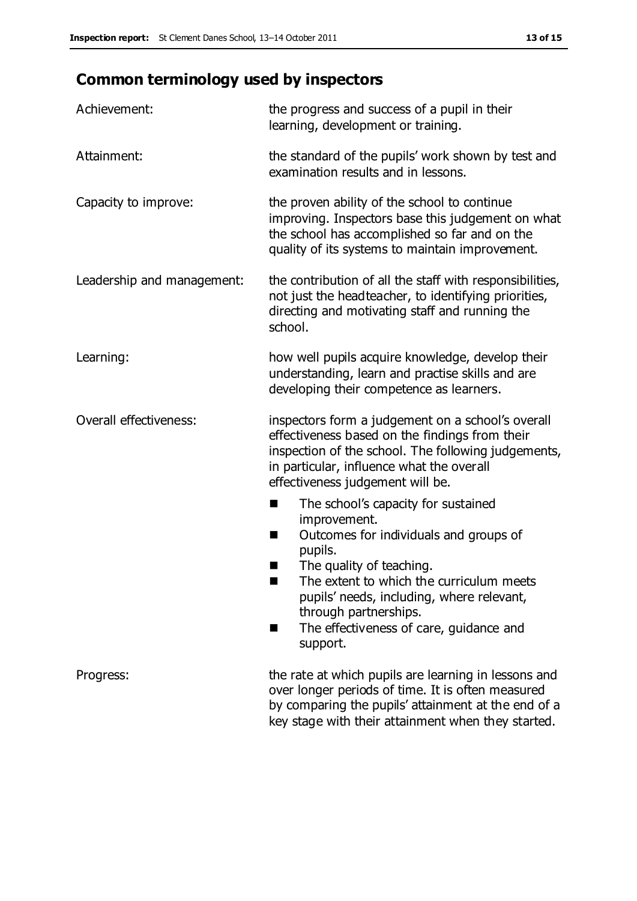## Common terminology used by inspectors

| | |
|---|---|
| Achievement: | the progress and success of a pupil in their learning, development or training. |
| Attainment: | the standard of the pupils' work shown by test and examination results and in lessons. |
| Capacity to improve: | the proven ability of the school to continue improving. Inspectors base this judgement on what the school has accomplished so far and on the quality of its systems to maintain improvement. |
| Leadership and management: | the contribution of all the staff with responsibilities, not just the headteacher, to identifying priorities, directing and motivating staff and running the school. |
| Learning: | how well pupils acquire knowledge, develop their understanding, learn and practise skills and are developing their competence as learners. |
| Overall effectiveness: | inspectors form a judgement on a school's overall effectiveness based on the findings from their inspection of the school. The following judgements, in particular, influence what the overall effectiveness judgement will be. <br>■ The school's capacity for sustained improvement. <br>■ Outcomes for individuals and groups of pupils. <br>■ The quality of teaching. <br>■ The extent to which the curriculum meets pupils' needs, including, where relevant, through partnerships. <br>■ The effectiveness of care, guidance and support. |
| Progress: | the rate at which pupils are learning in lessons and over longer periods of time. It is often measured by comparing the pupils' attainment at the end of a key stage with their attainment when they started. |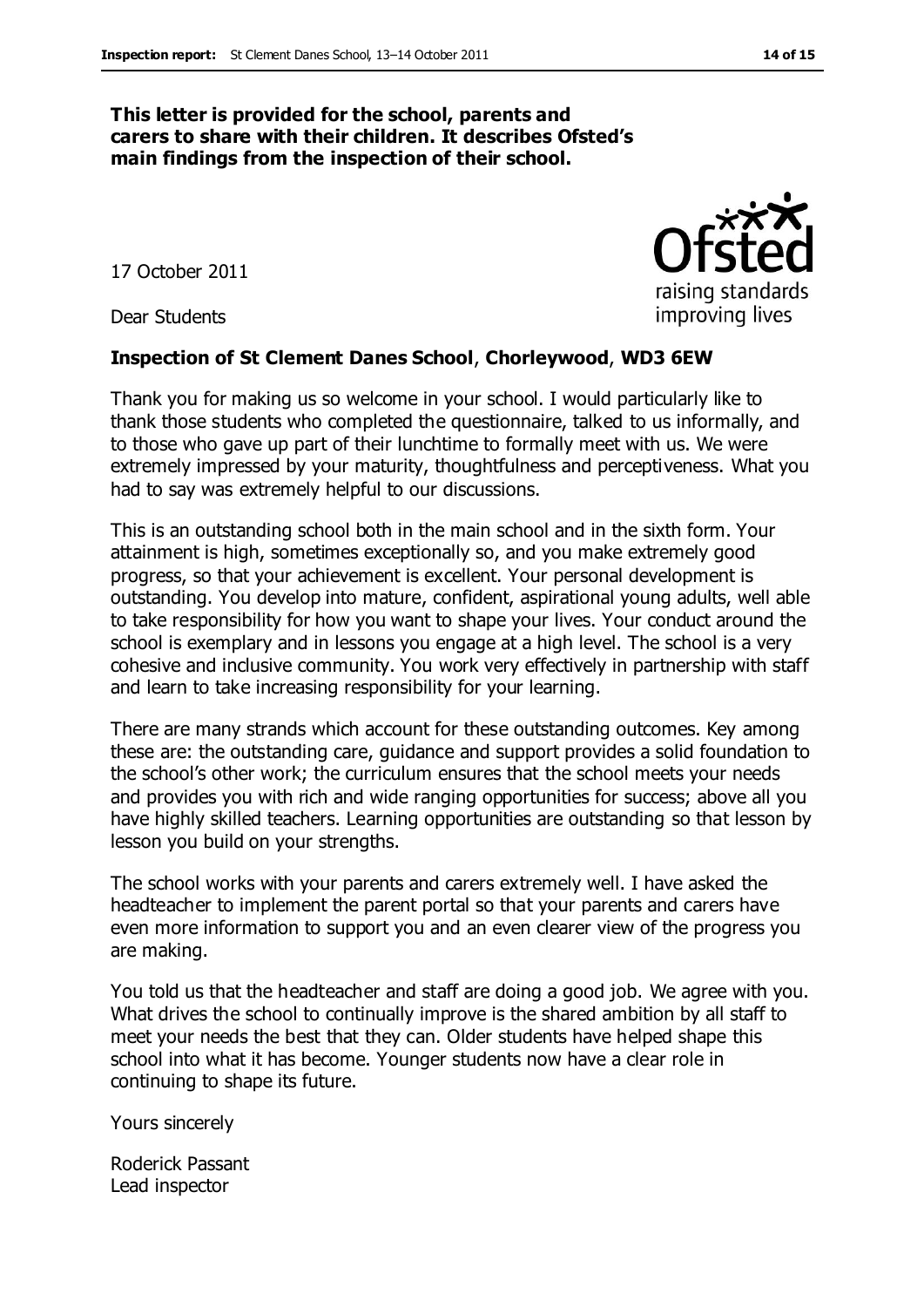**This letter is provided for the school, parents and carers to share with their children. It describes Ofsted's main findings from the inspection of their school.**

17 October 2011

Dear Students

**Inspection of St Clement Danes School, Chorleywood, WD3 6EW**

Thank you for making us so welcome in your school. I would particularly like to thank those students who completed the questionnaire, talked to us informally, and to those who gave up part of their lunchtime to formally meet with us. We were extremely impressed by your maturity, thoughtfulness and perceptiveness. What you had to say was extremely helpful to our discussions.

This is an outstanding school both in the main school and in the sixth form. Your attainment is high, sometimes exceptionally so, and you make extremely good progress, so that your achievement is excellent. Your personal development is outstanding. You develop into mature, confident, aspirational young adults, well able to take responsibility for how you want to shape your lives. Your conduct around the school is exemplary and in lessons you engage at a high level. The school is a very cohesive and inclusive community. You work very effectively in partnership with staff and learn to take increasing responsibility for your learning.

There are many strands which account for these outstanding outcomes. Key among these are: the outstanding care, guidance and support provides a solid foundation to the school's other work; the curriculum ensures that the school meets your needs and provides you with rich and wide ranging opportunities for success; above all you have highly skilled teachers. Learning opportunities are outstanding so that lesson by lesson you build on your strengths.

The school works with your parents and carers extremely well. I have asked the headteacher to implement the parent portal so that your parents and carers have even more information to support you and an even clearer view of the progress you are making.

You told us that the headteacher and staff are doing a good job. We agree with you. What drives the school to continually improve is the shared ambition by all staff to meet your needs the best that they can. Older students have helped shape this school into what it has become. Younger students now have a clear role in continuing to shape its future.

Yours sincerely

Roderick Passant
Lead inspector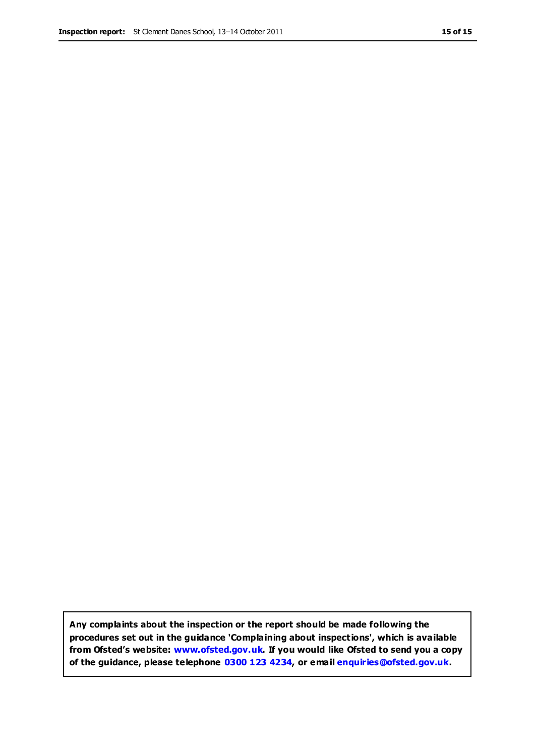**Any complaints about the inspection or the report should be made following the procedures set out in the guidance 'Complaining about inspections', which is available from Ofsted's website: www.ofsted.gov.uk. If you would like Ofsted to send you a copy of the guidance, please telephone 0300 123 4234, or email enquiries@ofsted.gov.uk.**